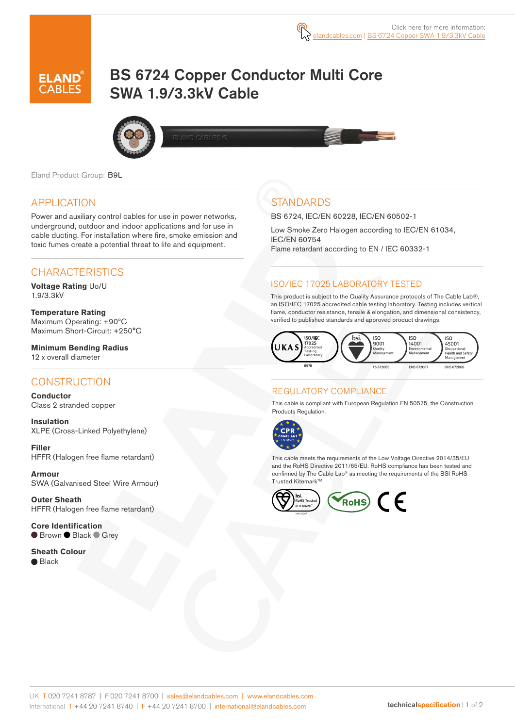Click here for more information: elandcables.com | BS 6724 Copper SWA 1.9/3.3kV Cable

# BS 6724 Copper Conductor Multi Core SWA 1.9/3.3kV Cable

Eland Product Group: B9L

## APPLICATION

Power and auxiliary control cables for use in power networks, underground, outdoor and indoor applications and for use in cable ducting. For installation where fire, smoke emission and toxic fumes create a potential threat to life and equipment.

## CHARACTERISTICS

**Voltage Rating** Uo/U
1.9/3.3kV

**Temperature Rating**
Maximum Operating: +90°C
Maximum Short-Circuit: +250°C

**Minimum Bending Radius**
12 x overall diameter

## CONSTRUCTION

**Conductor**
Class 2 stranded copper

**Insulation**
XLPE (Cross-Linked Polyethylene)

**Filler**
HFFR (Halogen free flame retardant)

**Armour**
SWA (Galvanised Steel Wire Armour)

**Outer Sheath**
HFFR (Halogen free flame retardant)

**Core Identification**
● Brown ● Black ● Grey

**Sheath Colour**
● Black

## STANDARDS

BS 6724, IEC/EN 60228, IEC/EN 60502-1

Low Smoke Zero Halogen according to IEC/EN 61034, IEC/EN 60754
Flame retardant according to EN / IEC 60332-1

## ISO/IEC 17025 LABORATORY TESTED

This product is subject to the Quality Assurance protocols of The Cable Lab®, an ISO/IEC 17025 accredited cable testing laboratory. Testing includes vertical flame, conductor resistance, tensile & elongation, and dimensional consistency, verified to published standards and approved product drawings.

UKAS ISO/IEC 17025 Accredited Testing Laboratory 8578 | bsi. ISO 9001 Quality Management FS 672069 | ISO 14001 Environmental Management EMS 672067 | ISO 45001 Occupational Health and Safety Management OHS 672066

## REGULATORY COMPLIANCE

This cable is compliant with European Regulation EN 50575, the Construction Products Regulation.

This cable meets the requirements of the Low Voltage Directive 2014/35/EU and the RoHS Directive 2011/65/EU. RoHS compliance has been tested and confirmed by The Cable Lab® as meeting the requirements of the BSI RoHS Trusted Kitemark™.

UK T 020 7241 8787 | F 020 7241 8700 | sales@elandcables.com | www.elandcables.com
International T +44 20 7241 8740 | F +44 20 7241 8700 | international@elandcables.com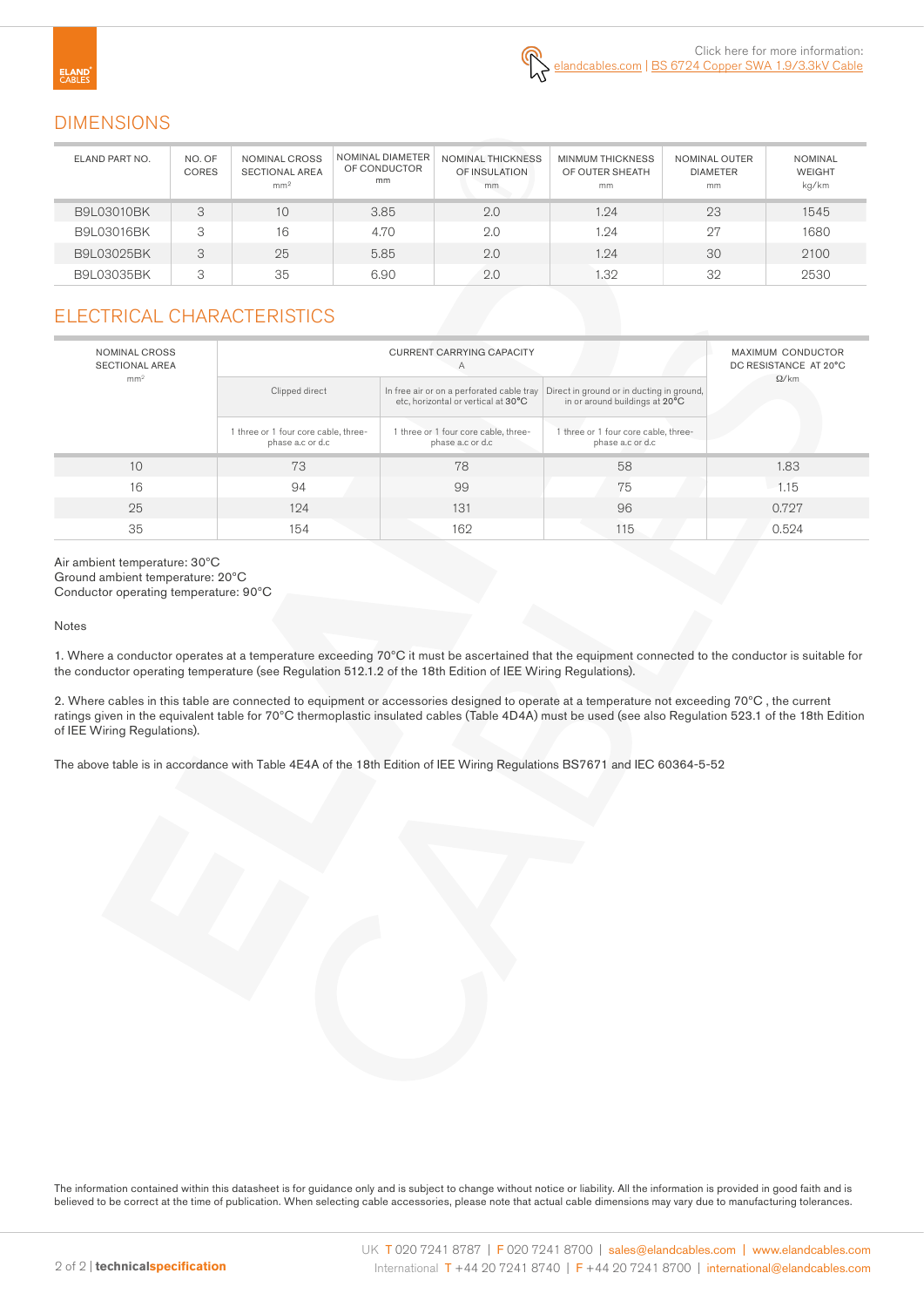Click here for more information: elandcables.com | BS 6724 Copper SWA 1.9/3.3kV Cable

## DIMENSIONS

| ELAND PART NO. | NO. OF CORES | NOMINAL CROSS SECTIONAL AREA $mm^2$ | NOMINAL DIAMETER OF CONDUCTOR mm | NOMINAL THICKNESS OF INSULATION mm | MINMUM THICKNESS OF OUTER SHEATH mm | NOMINAL OUTER DIAMETER mm | NOMINAL WEIGHT kg/km |
|---|---|---|---|---|---|---|---|
| B9L03010BK | 3 | 10 | 3.85 | 2.0 | 1.24 | 23 | 1545 |
| B9L03016BK | 3 | 16 | 4.70 | 2.0 | 1.24 | 27 | 1680 |
| B9L03025BK | 3 | 25 | 5.85 | 2.0 | 1.24 | 30 | 2100 |
| B9L03035BK | 3 | 35 | 6.90 | 2.0 | 1.32 | 32 | 2530 |

## ELECTRICAL CHARACTERISTICS

| NOMINAL CROSS SECTIONAL AREA $mm^2$ | CURRENT CARRYING CAPACITY A | | | MAXIMUM CONDUCTOR DC RESISTANCE AT 20°C Ω/km |
|---|---|---|---|---|
| | Clipped direct | In free air or on a perforated cable tray etc, horizontal or vertical at 30°C | Direct in ground or in ducting in ground, in or around buildings at 20°C | |
| | 1 three or 1 four core cable, three-phase a.c or d.c | 1 three or 1 four core cable, three-phase a.c or d.c | 1 three or 1 four core cable, three-phase a.c or d.c | |
| 10 | 73 | 78 | 58 | 1.83 |
| 16 | 94 | 99 | 75 | 1.15 |
| 25 | 124 | 131 | 96 | 0.727 |
| 35 | 154 | 162 | 115 | 0.524 |

Air ambient temperature: 30°C
Ground ambient temperature: 20°C
Conductor operating temperature: 90°C

Notes

1. Where a conductor operates at a temperature exceeding 70°C it must be ascertained that the equipment connected to the conductor is suitable for the conductor operating temperature (see Regulation 512.1.2 of the 18th Edition of IEE Wiring Regulations).

2. Where cables in this table are connected to equipment or accessories designed to operate at a temperature not exceeding 70°C , the current ratings given in the equivalent table for 70°C thermoplastic insulated cables (Table 4D4A) must be used (see also Regulation 523.1 of the 18th Edition of IEE Wiring Regulations).

The above table is in accordance with Table 4E4A of the 18th Edition of IEE Wiring Regulations BS7671 and IEC 60364-5-52

The information contained within this datasheet is for guidance only and is subject to change without notice or liability. All the information is provided in good faith and is believed to be correct at the time of publication. When selecting cable accessories, please note that actual cable dimensions may vary due to manufacturing tolerances.

UK T 020 7241 8787 | F 020 7241 8700 | sales@elandcables.com | www.elandcables.com
International T +44 20 7241 8740 | F +44 20 7241 8700 | international@elandcables.com